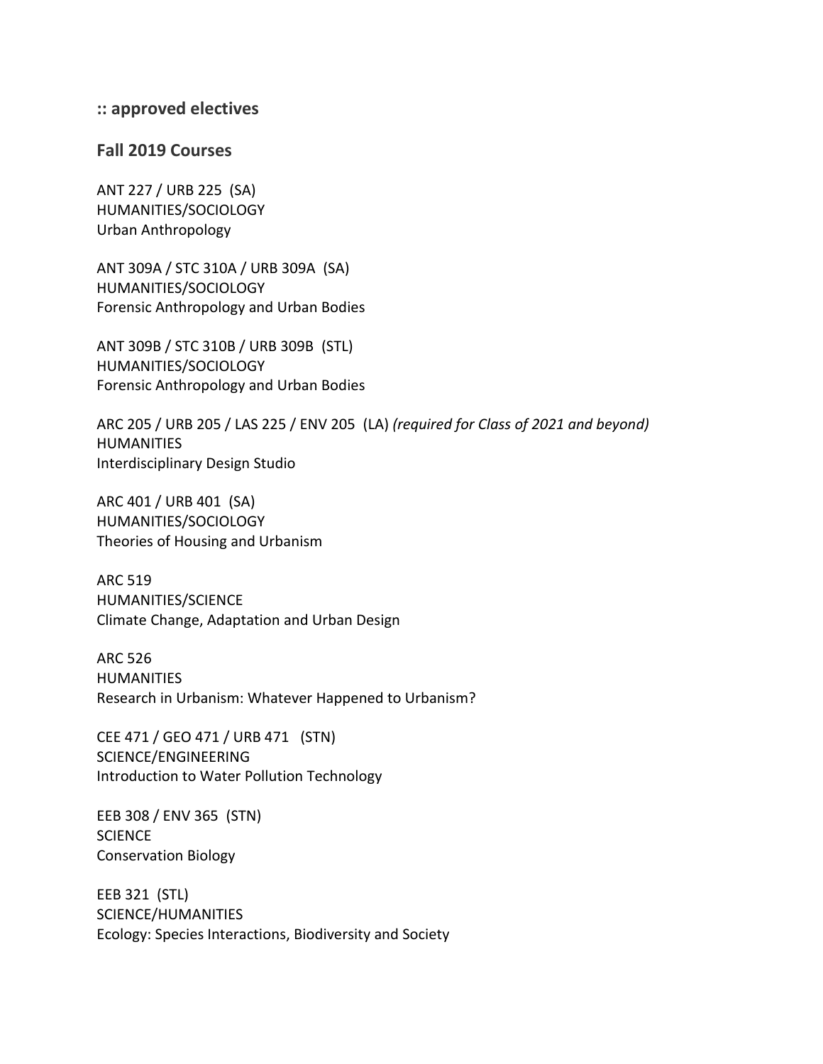### :: approved electives

### Fall 2019 Courses

ANT 227 / URB 225 (SA)
HUMANITIES/SOCIOLOGY
Urban Anthropology

ANT 309A / STC 310A / URB 309A (SA)
HUMANITIES/SOCIOLOGY
Forensic Anthropology and Urban Bodies

ANT 309B / STC 310B / URB 309B (STL)
HUMANITIES/SOCIOLOGY
Forensic Anthropology and Urban Bodies

ARC 205 / URB 205 / LAS 225 / ENV 205 (LA) *(required for Class of 2021 and beyond)*
HUMANITIES
Interdisciplinary Design Studio

ARC 401 / URB 401 (SA)
HUMANITIES/SOCIOLOGY
Theories of Housing and Urbanism

ARC 519
HUMANITIES/SCIENCE
Climate Change, Adaptation and Urban Design

ARC 526
HUMANITIES
Research in Urbanism: Whatever Happened to Urbanism?

CEE 471 / GEO 471 / URB 471 (STN)
SCIENCE/ENGINEERING
Introduction to Water Pollution Technology

EEB 308 / ENV 365 (STN)
SCIENCE
Conservation Biology

EEB 321 (STL)
SCIENCE/HUMANITIES
Ecology: Species Interactions, Biodiversity and Society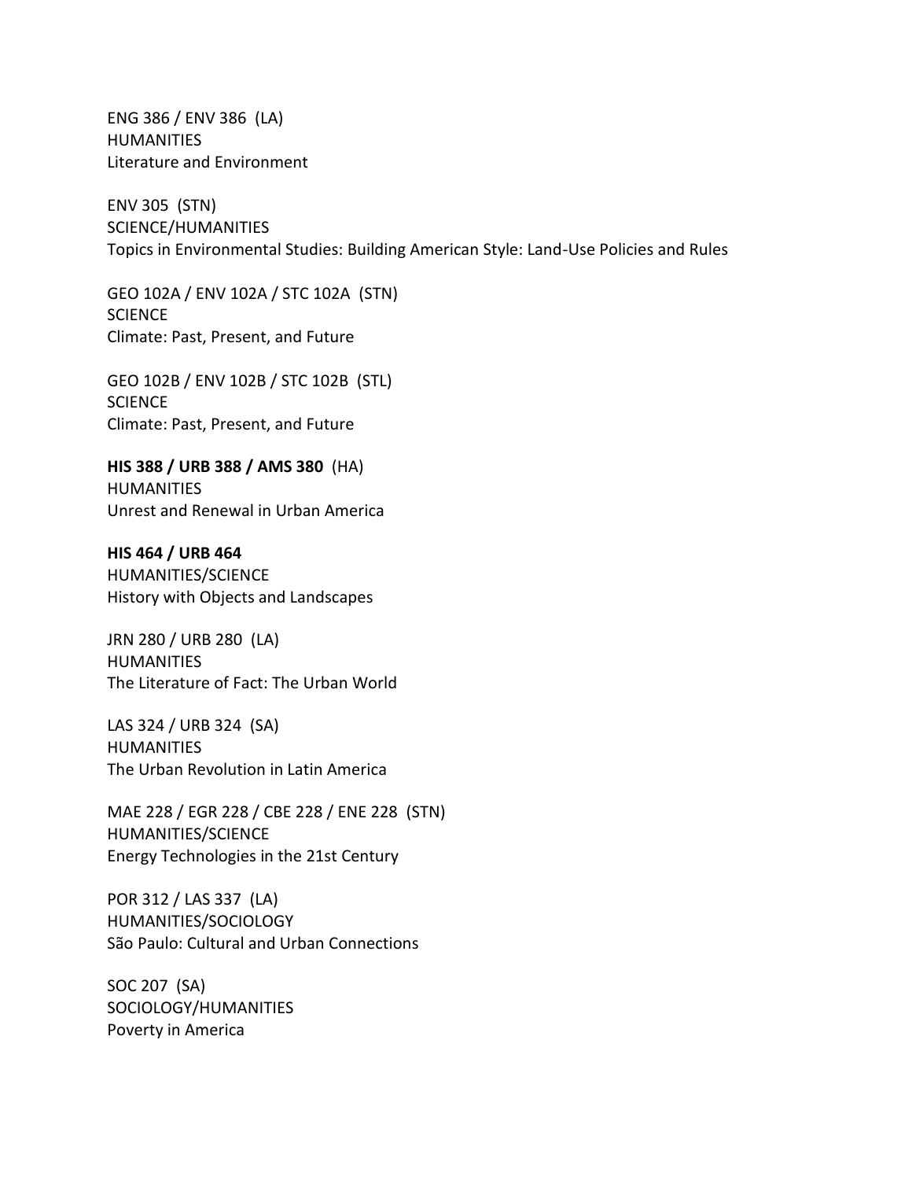ENG 386 / ENV 386 (LA)
HUMANITIES
Literature and Environment

ENV 305 (STN)
SCIENCE/HUMANITIES
Topics in Environmental Studies: Building American Style: Land-Use Policies and Rules

GEO 102A / ENV 102A / STC 102A (STN)
SCIENCE
Climate: Past, Present, and Future

GEO 102B / ENV 102B / STC 102B (STL)
SCIENCE
Climate: Past, Present, and Future

**HIS 388 / URB 388 / AMS 380** (HA)
HUMANITIES
Unrest and Renewal in Urban America

**HIS 464 / URB 464**
HUMANITIES/SCIENCE
History with Objects and Landscapes

JRN 280 / URB 280 (LA)
HUMANITIES
The Literature of Fact: The Urban World

LAS 324 / URB 324 (SA)
HUMANITIES
The Urban Revolution in Latin America

MAE 228 / EGR 228 / CBE 228 / ENE 228 (STN)
HUMANITIES/SCIENCE
Energy Technologies in the 21st Century

POR 312 / LAS 337 (LA)
HUMANITIES/SOCIOLOGY
São Paulo: Cultural and Urban Connections

SOC 207 (SA)
SOCIOLOGY/HUMANITIES
Poverty in America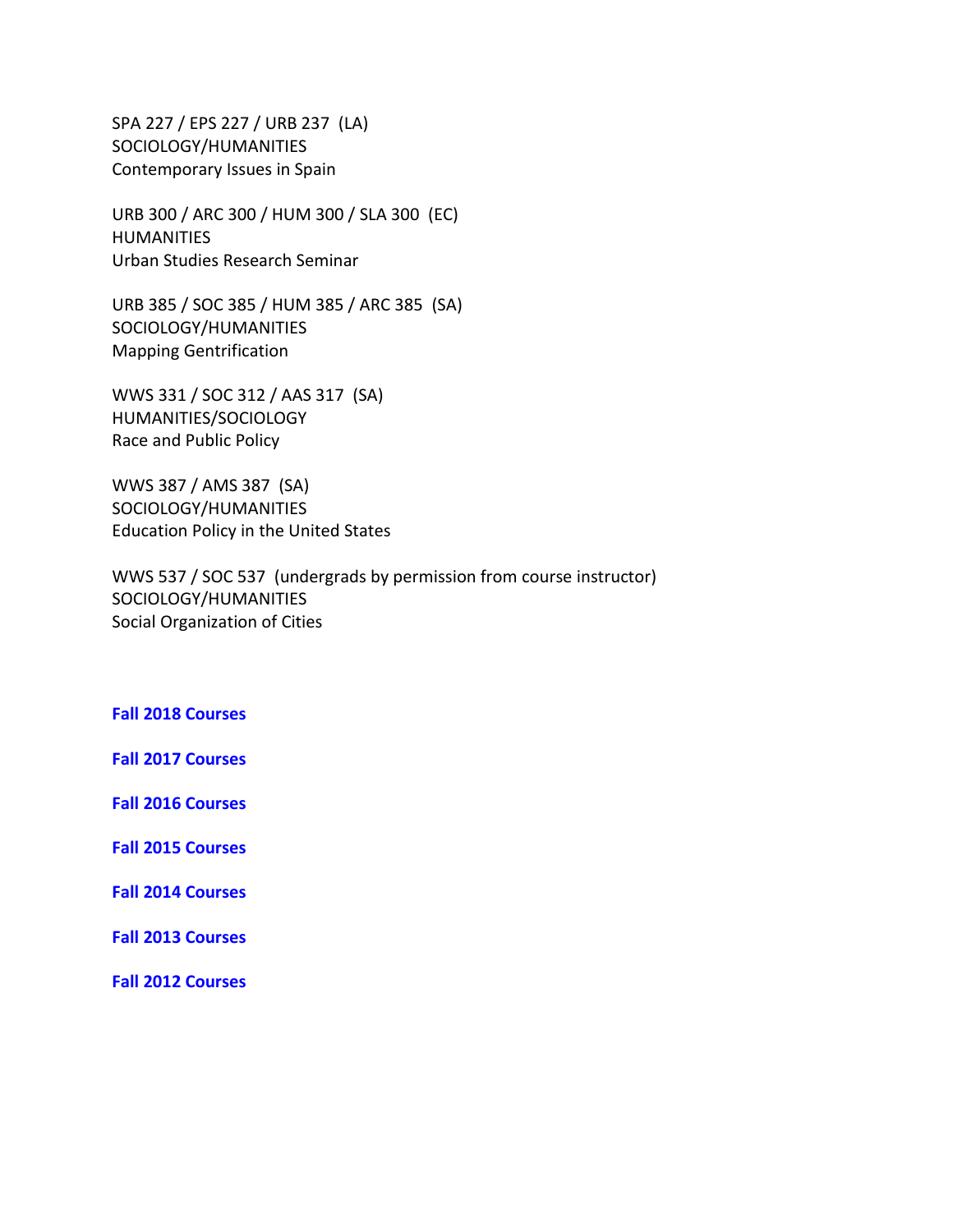SPA 227 / EPS 227 / URB 237 (LA)
SOCIOLOGY/HUMANITIES
Contemporary Issues in Spain

URB 300 / ARC 300 / HUM 300 / SLA 300 (EC)
HUMANITIES
Urban Studies Research Seminar

URB 385 / SOC 385 / HUM 385 / ARC 385 (SA)
SOCIOLOGY/HUMANITIES
Mapping Gentrification

WWS 331 / SOC 312 / AAS 317 (SA)
HUMANITIES/SOCIOLOGY
Race and Public Policy

WWS 387 / AMS 387 (SA)
SOCIOLOGY/HUMANITIES
Education Policy in the United States

WWS 537 / SOC 537 (undergrads by permission from course instructor)
SOCIOLOGY/HUMANITIES
Social Organization of Cities

**Fall 2018 Courses**

**Fall 2017 Courses**

**Fall 2016 Courses**

**Fall 2015 Courses**

**Fall 2014 Courses**

**Fall 2013 Courses**

**Fall 2012 Courses**